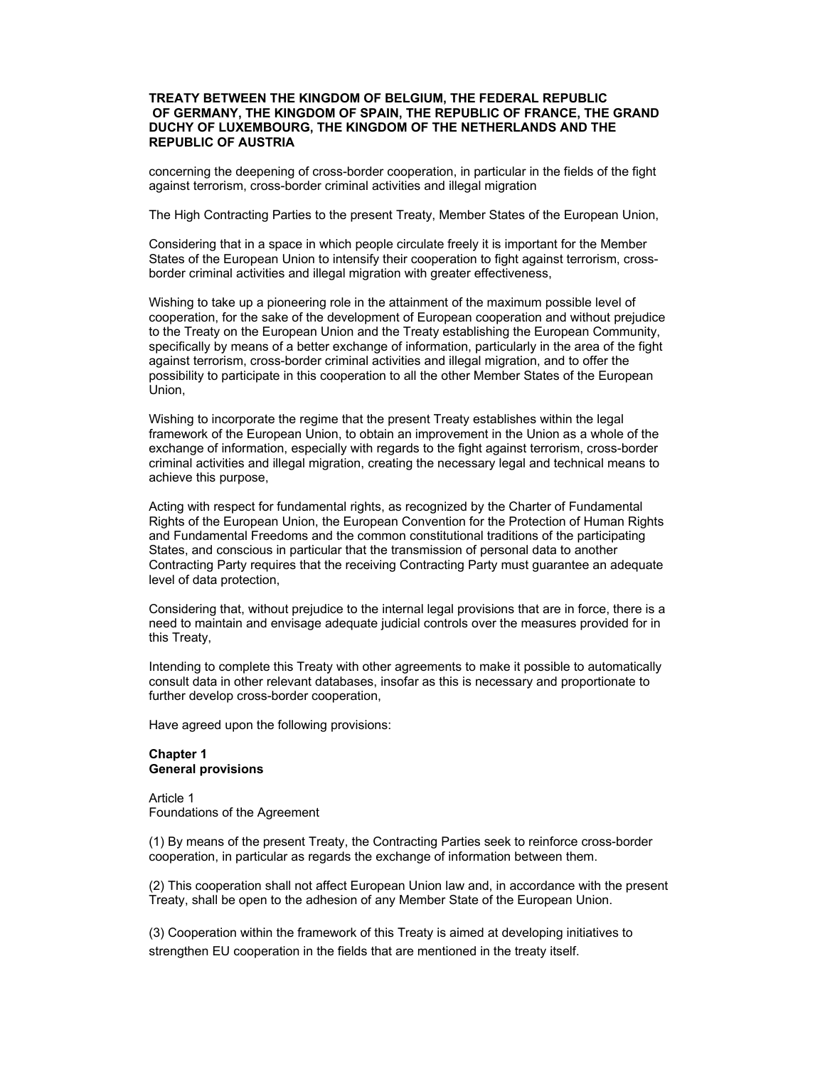**TREATY BETWEEN THE KINGDOM OF BELGIUM, THE FEDERAL REPUBLIC OF GERMANY, THE KINGDOM OF SPAIN, THE REPUBLIC OF FRANCE, THE GRAND DUCHY OF LUXEMBOURG, THE KINGDOM OF THE NETHERLANDS AND THE REPUBLIC OF AUSTRIA**

concerning the deepening of cross-border cooperation, in particular in the fields of the fight against terrorism, cross-border criminal activities and illegal migration

The High Contracting Parties to the present Treaty, Member States of the European Union,

Considering that in a space in which people circulate freely it is important for the Member States of the European Union to intensify their cooperation to fight against terrorism, cross-border criminal activities and illegal migration with greater effectiveness,

Wishing to take up a pioneering role in the attainment of the maximum possible level of cooperation, for the sake of the development of European cooperation and without prejudice to the Treaty on the European Union and the Treaty establishing the European Community, specifically by means of a better exchange of information, particularly in the area of the fight against terrorism, cross-border criminal activities and illegal migration, and to offer the possibility to participate in this cooperation to all the other Member States of the European Union,

Wishing to incorporate the regime that the present Treaty establishes within the legal framework of the European Union, to obtain an improvement in the Union as a whole of the exchange of information, especially with regards to the fight against terrorism, cross-border criminal activities and illegal migration, creating the necessary legal and technical means to achieve this purpose,

Acting with respect for fundamental rights, as recognized by the Charter of Fundamental Rights of the European Union, the European Convention for the Protection of Human Rights and Fundamental Freedoms and the common constitutional traditions of the participating States, and conscious in particular that the transmission of personal data to another Contracting Party requires that the receiving Contracting Party must guarantee an adequate level of data protection,

Considering that, without prejudice to the internal legal provisions that are in force, there is a need to maintain and envisage adequate judicial controls over the measures provided for in this Treaty,

Intending to complete this Treaty with other agreements to make it possible to automatically consult data in other relevant databases, insofar as this is necessary and proportionate to further develop cross-border cooperation,

Have agreed upon the following provisions:

## Chapter 1
## General provisions

Article 1
Foundations of the Agreement

(1) By means of the present Treaty, the Contracting Parties seek to reinforce cross-border cooperation, in particular as regards the exchange of information between them.

(2) This cooperation shall not affect European Union law and, in accordance with the present Treaty, shall be open to the adhesion of any Member State of the European Union.

(3) Cooperation within the framework of this Treaty is aimed at developing initiatives to strengthen EU cooperation in the fields that are mentioned in the treaty itself.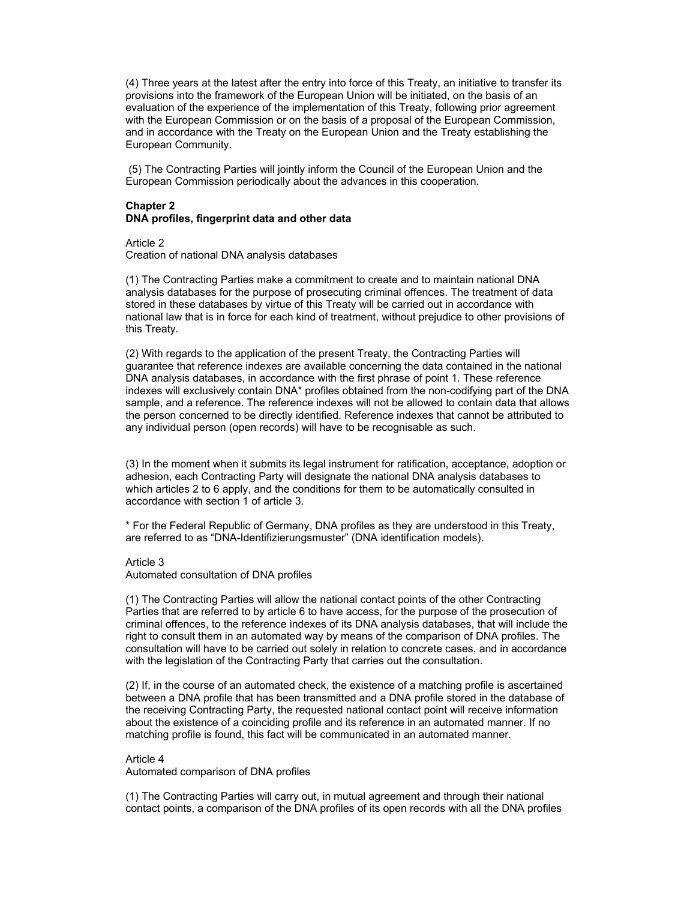(4) Three years at the latest after the entry into force of this Treaty, an initiative to transfer its provisions into the framework of the European Union will be initiated, on the basis of an evaluation of the experience of the implementation of this Treaty, following prior agreement with the European Commission or on the basis of a proposal of the European Commission, and in accordance with the Treaty on the European Union and the Treaty establishing the European Community.

(5) The Contracting Parties will jointly inform the Council of the European Union and the European Commission periodically about the advances in this cooperation.

**Chapter 2**
**DNA profiles, fingerprint data and other data**

Article 2
Creation of national DNA analysis databases

(1) The Contracting Parties make a commitment to create and to maintain national DNA analysis databases for the purpose of prosecuting criminal offences. The treatment of data stored in these databases by virtue of this Treaty will be carried out in accordance with national law that is in force for each kind of treatment, without prejudice to other provisions of this Treaty.

(2) With regards to the application of the present Treaty, the Contracting Parties will guarantee that reference indexes are available concerning the data contained in the national DNA analysis databases, in accordance with the first phrase of point 1. These reference indexes will exclusively contain DNA* profiles obtained from the non-codifying part of the DNA sample, and a reference. The reference indexes will not be allowed to contain data that allows the person concerned to be directly identified. Reference indexes that cannot be attributed to any individual person (open records) will have to be recognisable as such.

(3) In the moment when it submits its legal instrument for ratification, acceptance, adoption or adhesion, each Contracting Party will designate the national DNA analysis databases to which articles 2 to 6 apply, and the conditions for them to be automatically consulted in accordance with section 1 of article 3.

* For the Federal Republic of Germany, DNA profiles as they are understood in this Treaty, are referred to as “DNA-Identifizierungsmuster” (DNA identification models).

Article 3
Automated consultation of DNA profiles

(1) The Contracting Parties will allow the national contact points of the other Contracting Parties that are referred to by article 6 to have access, for the purpose of the prosecution of criminal offences, to the reference indexes of its DNA analysis databases, that will include the right to consult them in an automated way by means of the comparison of DNA profiles. The consultation will have to be carried out solely in relation to concrete cases, and in accordance with the legislation of the Contracting Party that carries out the consultation.

(2) If, in the course of an automated check, the existence of a matching profile is ascertained between a DNA profile that has been transmitted and a DNA profile stored in the database of the receiving Contracting Party, the requested national contact point will receive information about the existence of a coinciding profile and its reference in an automated manner. If no matching profile is found, this fact will be communicated in an automated manner.

Article 4
Automated comparison of DNA profiles

(1) The Contracting Parties will carry out, in mutual agreement and through their national contact points, a comparison of the DNA profiles of its open records with all the DNA profiles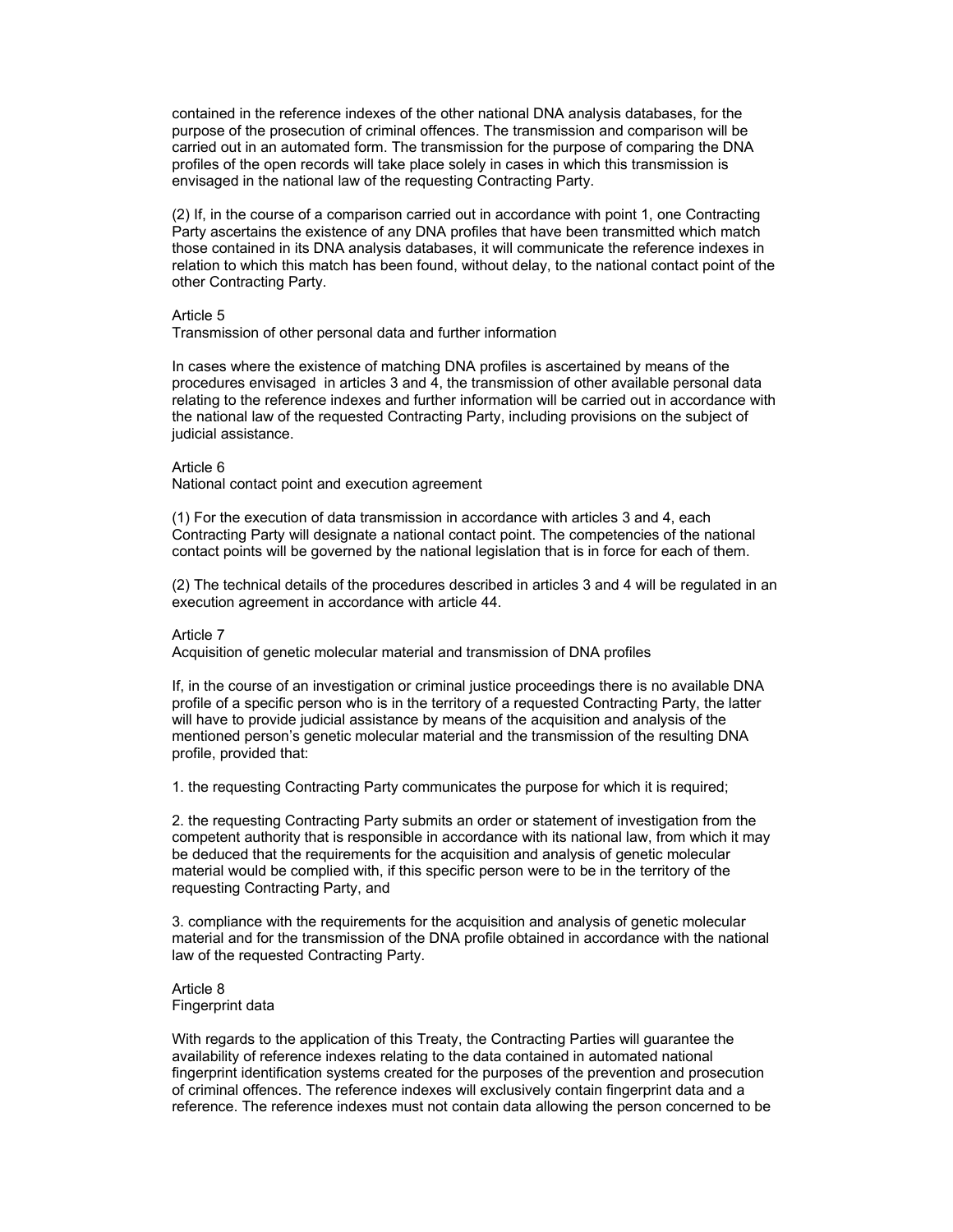contained in the reference indexes of the other national DNA analysis databases, for the purpose of the prosecution of criminal offences. The transmission and comparison will be carried out in an automated form. The transmission for the purpose of comparing the DNA profiles of the open records will take place solely in cases in which this transmission is envisaged in the national law of the requesting Contracting Party.

(2) If, in the course of a comparison carried out in accordance with point 1, one Contracting Party ascertains the existence of any DNA profiles that have been transmitted which match those contained in its DNA analysis databases, it will communicate the reference indexes in relation to which this match has been found, without delay, to the national contact point of the other Contracting Party.

Article 5
Transmission of other personal data and further information

In cases where the existence of matching DNA profiles is ascertained by means of the procedures envisaged in articles 3 and 4, the transmission of other available personal data relating to the reference indexes and further information will be carried out in accordance with the national law of the requested Contracting Party, including provisions on the subject of judicial assistance.

Article 6
National contact point and execution agreement

(1) For the execution of data transmission in accordance with articles 3 and 4, each Contracting Party will designate a national contact point. The competencies of the national contact points will be governed by the national legislation that is in force for each of them.

(2) The technical details of the procedures described in articles 3 and 4 will be regulated in an execution agreement in accordance with article 44.

Article 7
Acquisition of genetic molecular material and transmission of DNA profiles

If, in the course of an investigation or criminal justice proceedings there is no available DNA profile of a specific person who is in the territory of a requested Contracting Party, the latter will have to provide judicial assistance by means of the acquisition and analysis of the mentioned person's genetic molecular material and the transmission of the resulting DNA profile, provided that:

1. the requesting Contracting Party communicates the purpose for which it is required;

2. the requesting Contracting Party submits an order or statement of investigation from the competent authority that is responsible in accordance with its national law, from which it may be deduced that the requirements for the acquisition and analysis of genetic molecular material would be complied with, if this specific person were to be in the territory of the requesting Contracting Party, and

3. compliance with the requirements for the acquisition and analysis of genetic molecular material and for the transmission of the DNA profile obtained in accordance with the national law of the requested Contracting Party.

Article 8
Fingerprint data

With regards to the application of this Treaty, the Contracting Parties will guarantee the availability of reference indexes relating to the data contained in automated national fingerprint identification systems created for the purposes of the prevention and prosecution of criminal offences. The reference indexes will exclusively contain fingerprint data and a reference. The reference indexes must not contain data allowing the person concerned to be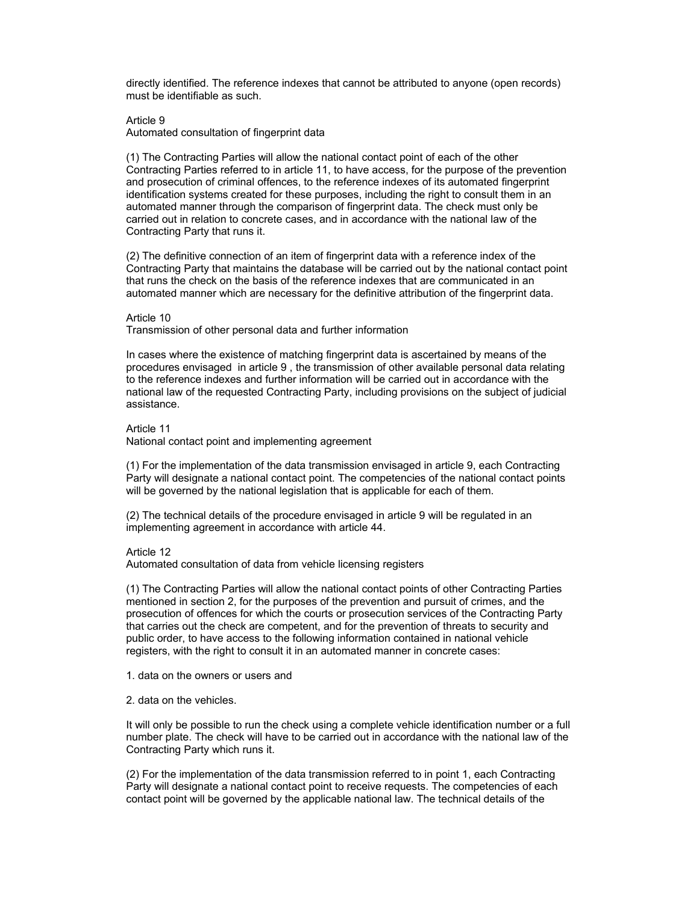directly identified. The reference indexes that cannot be attributed to anyone (open records) must be identifiable as such.

Article 9
Automated consultation of fingerprint data

(1) The Contracting Parties will allow the national contact point of each of the other Contracting Parties referred to in article 11, to have access, for the purpose of the prevention and prosecution of criminal offences, to the reference indexes of its automated fingerprint identification systems created for these purposes, including the right to consult them in an automated manner through the comparison of fingerprint data. The check must only be carried out in relation to concrete cases, and in accordance with the national law of the Contracting Party that runs it.

(2) The definitive connection of an item of fingerprint data with a reference index of the Contracting Party that maintains the database will be carried out by the national contact point that runs the check on the basis of the reference indexes that are communicated in an automated manner which are necessary for the definitive attribution of the fingerprint data.

Article 10
Transmission of other personal data and further information

In cases where the existence of matching fingerprint data is ascertained by means of the procedures envisaged in article 9 , the transmission of other available personal data relating to the reference indexes and further information will be carried out in accordance with the national law of the requested Contracting Party, including provisions on the subject of judicial assistance.

Article 11
National contact point and implementing agreement

(1) For the implementation of the data transmission envisaged in article 9, each Contracting Party will designate a national contact point. The competencies of the national contact points will be governed by the national legislation that is applicable for each of them.

(2) The technical details of the procedure envisaged in article 9 will be regulated in an implementing agreement in accordance with article 44.

Article 12
Automated consultation of data from vehicle licensing registers

(1) The Contracting Parties will allow the national contact points of other Contracting Parties mentioned in section 2, for the purposes of the prevention and pursuit of crimes, and the prosecution of offences for which the courts or prosecution services of the Contracting Party that carries out the check are competent, and for the prevention of threats to security and public order, to have access to the following information contained in national vehicle registers, with the right to consult it in an automated manner in concrete cases:

1. data on the owners or users and

2. data on the vehicles.

It will only be possible to run the check using a complete vehicle identification number or a full number plate. The check will have to be carried out in accordance with the national law of the Contracting Party which runs it.

(2) For the implementation of the data transmission referred to in point 1, each Contracting Party will designate a national contact point to receive requests. The competencies of each contact point will be governed by the applicable national law. The technical details of the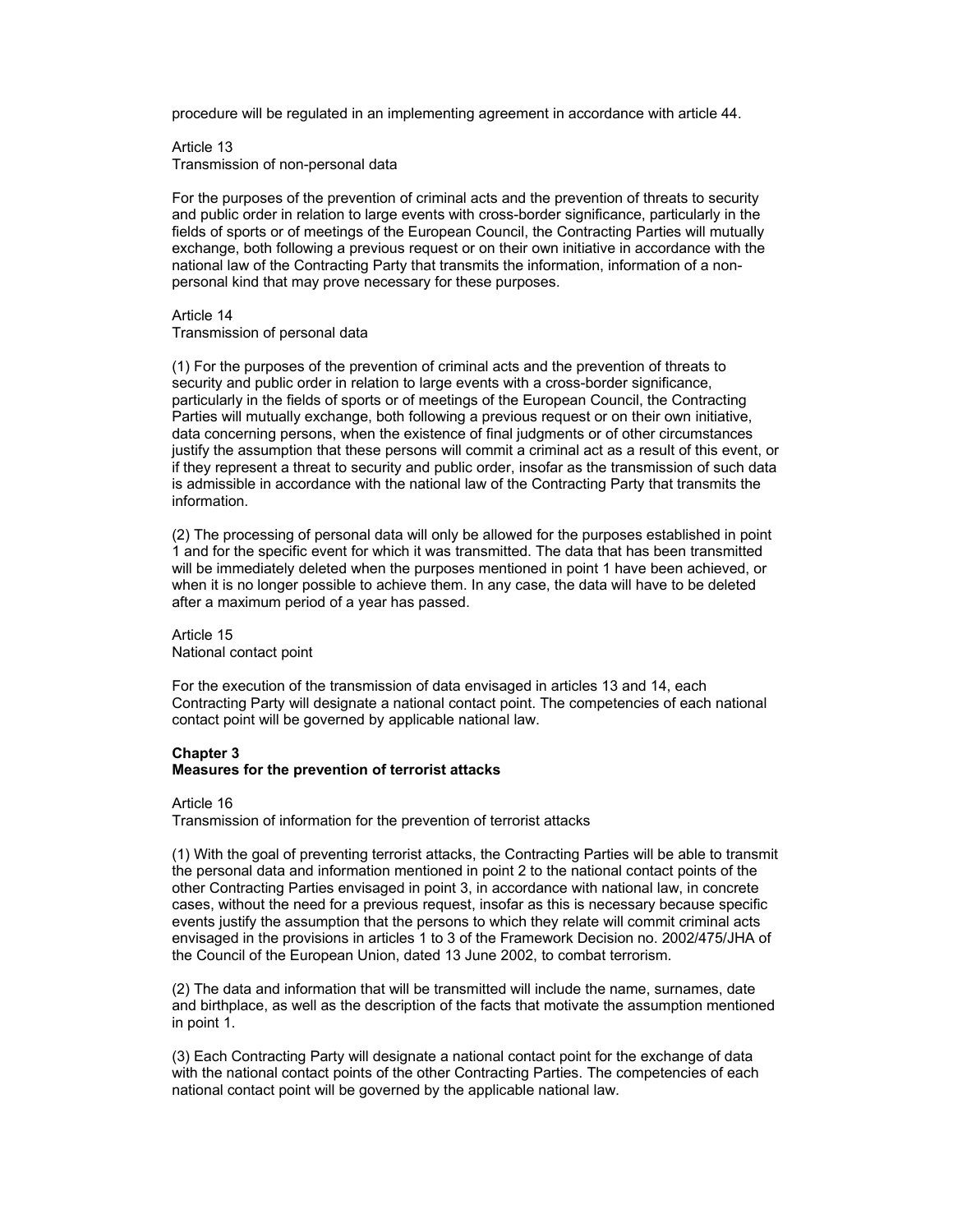procedure will be regulated in an implementing agreement in accordance with article 44.

Article 13
Transmission of non-personal data

For the purposes of the prevention of criminal acts and the prevention of threats to security and public order in relation to large events with cross-border significance, particularly in the fields of sports or of meetings of the European Council, the Contracting Parties will mutually exchange, both following a previous request or on their own initiative in accordance with the national law of the Contracting Party that transmits the information, information of a non-personal kind that may prove necessary for these purposes.

Article 14
Transmission of personal data

(1) For the purposes of the prevention of criminal acts and the prevention of threats to security and public order in relation to large events with a cross-border significance, particularly in the fields of sports or of meetings of the European Council, the Contracting Parties will mutually exchange, both following a previous request or on their own initiative, data concerning persons, when the existence of final judgments or of other circumstances justify the assumption that these persons will commit a criminal act as a result of this event, or if they represent a threat to security and public order, insofar as the transmission of such data is admissible in accordance with the national law of the Contracting Party that transmits the information.

(2) The processing of personal data will only be allowed for the purposes established in point 1 and for the specific event for which it was transmitted. The data that has been transmitted will be immediately deleted when the purposes mentioned in point 1 have been achieved, or when it is no longer possible to achieve them. In any case, the data will have to be deleted after a maximum period of a year has passed.

Article 15
National contact point

For the execution of the transmission of data envisaged in articles 13 and 14, each Contracting Party will designate a national contact point. The competencies of each national contact point will be governed by applicable national law.

## Chapter 3
## Measures for the prevention of terrorist attacks

Article 16
Transmission of information for the prevention of terrorist attacks

(1) With the goal of preventing terrorist attacks, the Contracting Parties will be able to transmit the personal data and information mentioned in point 2 to the national contact points of the other Contracting Parties envisaged in point 3, in accordance with national law, in concrete cases, without the need for a previous request, insofar as this is necessary because specific events justify the assumption that the persons to which they relate will commit criminal acts envisaged in the provisions in articles 1 to 3 of the Framework Decision no. 2002/475/JHA of the Council of the European Union, dated 13 June 2002, to combat terrorism.

(2) The data and information that will be transmitted will include the name, surnames, date and birthplace, as well as the description of the facts that motivate the assumption mentioned in point 1.

(3) Each Contracting Party will designate a national contact point for the exchange of data with the national contact points of the other Contracting Parties. The competencies of each national contact point will be governed by the applicable national law.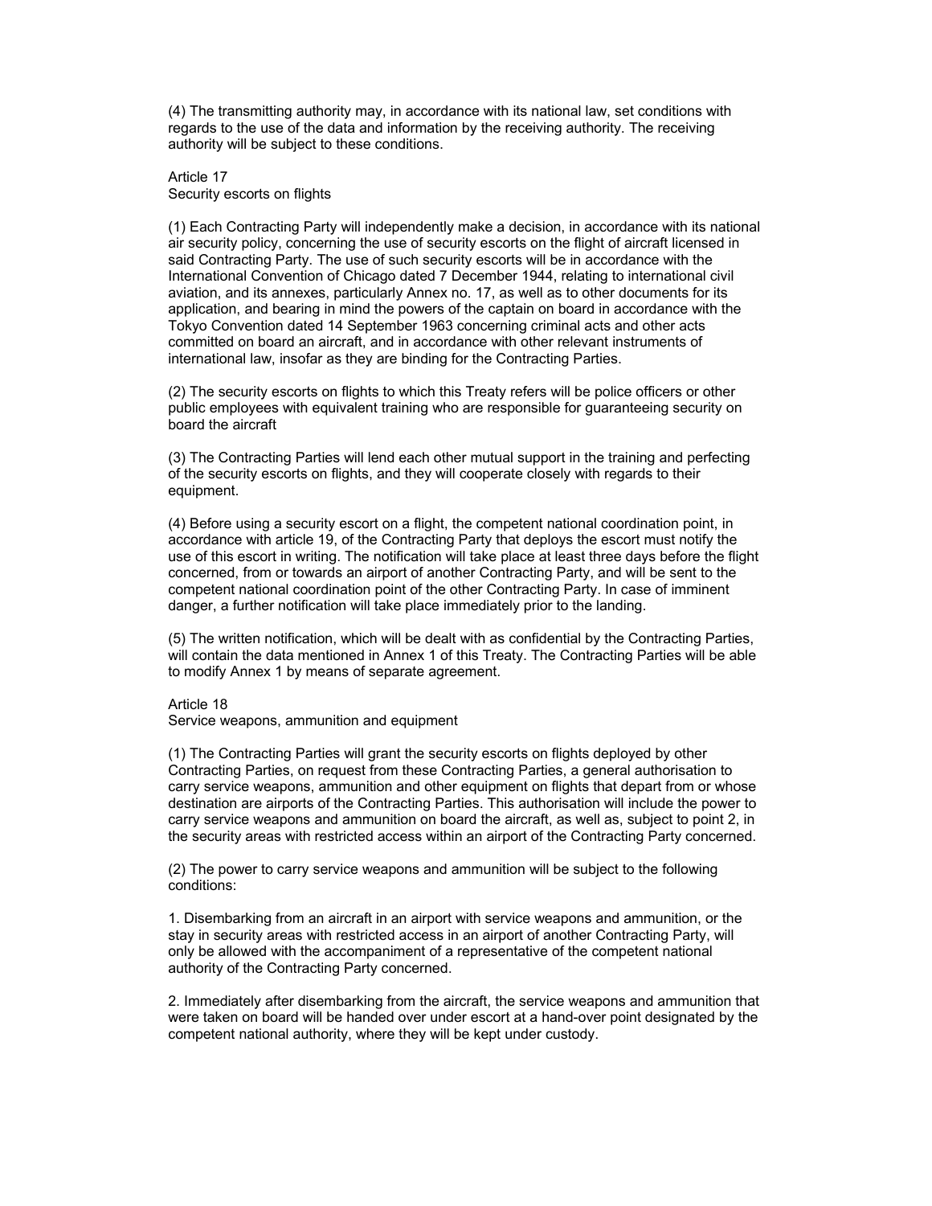(4) The transmitting authority may, in accordance with its national law, set conditions with regards to the use of the data and information by the receiving authority. The receiving authority will be subject to these conditions.

Article 17
Security escorts on flights

(1) Each Contracting Party will independently make a decision, in accordance with its national air security policy, concerning the use of security escorts on the flight of aircraft licensed in said Contracting Party. The use of such security escorts will be in accordance with the International Convention of Chicago dated 7 December 1944, relating to international civil aviation, and its annexes, particularly Annex no. 17, as well as to other documents for its application, and bearing in mind the powers of the captain on board in accordance with the Tokyo Convention dated 14 September 1963 concerning criminal acts and other acts committed on board an aircraft, and in accordance with other relevant instruments of international law, insofar as they are binding for the Contracting Parties.

(2) The security escorts on flights to which this Treaty refers will be police officers or other public employees with equivalent training who are responsible for guaranteeing security on board the aircraft

(3) The Contracting Parties will lend each other mutual support in the training and perfecting of the security escorts on flights, and they will cooperate closely with regards to their equipment.

(4) Before using a security escort on a flight, the competent national coordination point, in accordance with article 19, of the Contracting Party that deploys the escort must notify the use of this escort in writing. The notification will take place at least three days before the flight concerned, from or towards an airport of another Contracting Party, and will be sent to the competent national coordination point of the other Contracting Party. In case of imminent danger, a further notification will take place immediately prior to the landing.

(5) The written notification, which will be dealt with as confidential by the Contracting Parties, will contain the data mentioned in Annex 1 of this Treaty. The Contracting Parties will be able to modify Annex 1 by means of separate agreement.

Article 18
Service weapons, ammunition and equipment

(1) The Contracting Parties will grant the security escorts on flights deployed by other Contracting Parties, on request from these Contracting Parties, a general authorisation to carry service weapons, ammunition and other equipment on flights that depart from or whose destination are airports of the Contracting Parties. This authorisation will include the power to carry service weapons and ammunition on board the aircraft, as well as, subject to point 2, in the security areas with restricted access within an airport of the Contracting Party concerned.

(2) The power to carry service weapons and ammunition will be subject to the following conditions:

1. Disembarking from an aircraft in an airport with service weapons and ammunition, or the stay in security areas with restricted access in an airport of another Contracting Party, will only be allowed with the accompaniment of a representative of the competent national authority of the Contracting Party concerned.

2. Immediately after disembarking from the aircraft, the service weapons and ammunition that were taken on board will be handed over under escort at a hand-over point designated by the competent national authority, where they will be kept under custody.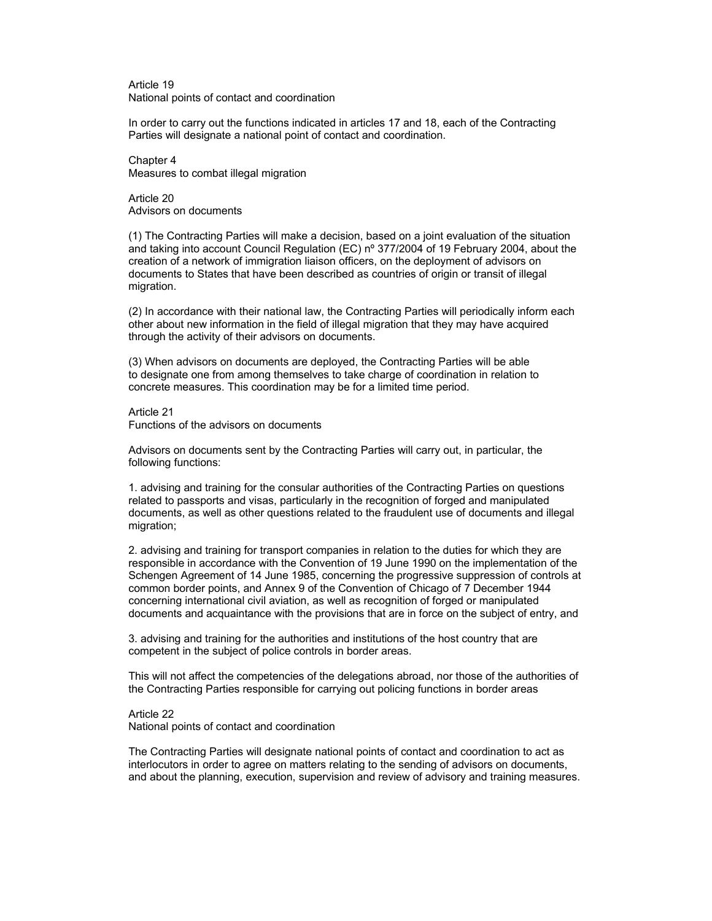### Article 19
National points of contact and coordination

In order to carry out the functions indicated in articles 17 and 18, each of the Contracting Parties will designate a national point of contact and coordination.

## Chapter 4
Measures to combat illegal migration

### Article 20
Advisors on documents

(1) The Contracting Parties will make a decision, based on a joint evaluation of the situation and taking into account Council Regulation (EC) nº 377/2004 of 19 February 2004, about the creation of a network of immigration liaison officers, on the deployment of advisors on documents to States that have been described as countries of origin or transit of illegal migration.

(2) In accordance with their national law, the Contracting Parties will periodically inform each other about new information in the field of illegal migration that they may have acquired through the activity of their advisors on documents.

(3) When advisors on documents are deployed, the Contracting Parties will be able to designate one from among themselves to take charge of coordination in relation to concrete measures. This coordination may be for a limited time period.

### Article 21
Functions of the advisors on documents

Advisors on documents sent by the Contracting Parties will carry out, in particular, the following functions:

1. advising and training for the consular authorities of the Contracting Parties on questions related to passports and visas, particularly in the recognition of forged and manipulated documents, as well as other questions related to the fraudulent use of documents and illegal migration;

2. advising and training for transport companies in relation to the duties for which they are responsible in accordance with the Convention of 19 June 1990 on the implementation of the Schengen Agreement of 14 June 1985, concerning the progressive suppression of controls at common border points, and Annex 9 of the Convention of Chicago of 7 December 1944 concerning international civil aviation, as well as recognition of forged or manipulated documents and acquaintance with the provisions that are in force on the subject of entry, and

3. advising and training for the authorities and institutions of the host country that are competent in the subject of police controls in border areas.

This will not affect the competencies of the delegations abroad, nor those of the authorities of the Contracting Parties responsible for carrying out policing functions in border areas

### Article 22
National points of contact and coordination

The Contracting Parties will designate national points of contact and coordination to act as interlocutors in order to agree on matters relating to the sending of advisors on documents, and about the planning, execution, supervision and review of advisory and training measures.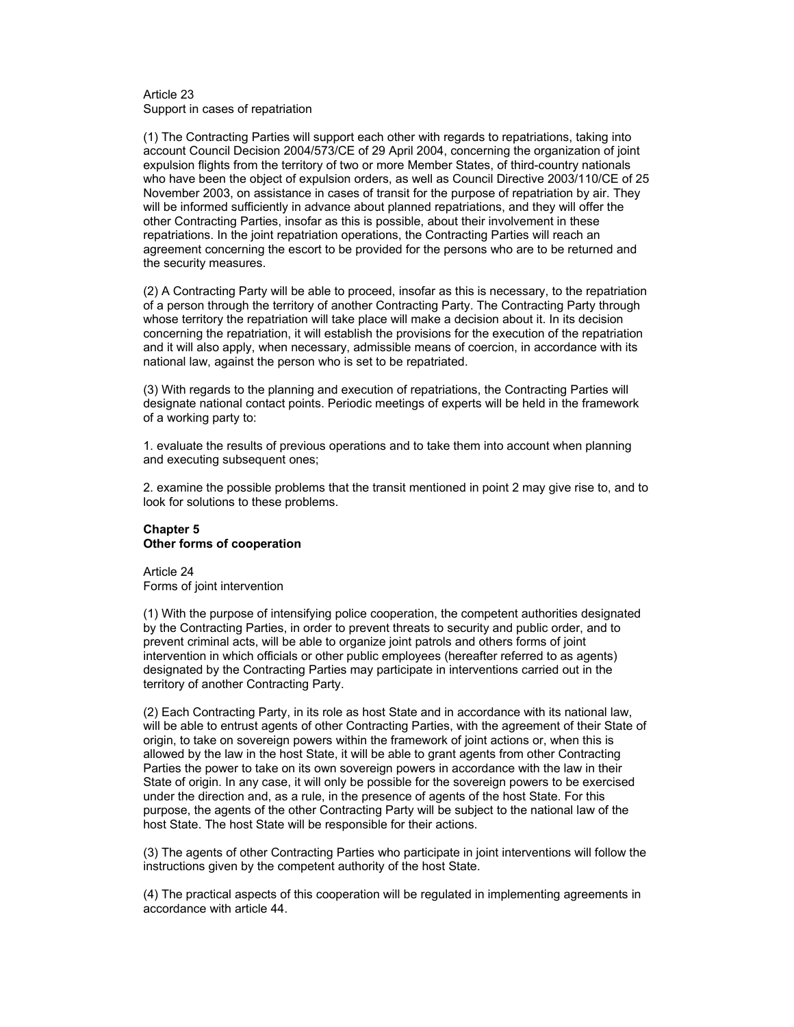Article 23
Support in cases of repatriation

(1) The Contracting Parties will support each other with regards to repatriations, taking into account Council Decision 2004/573/CE of 29 April 2004, concerning the organization of joint expulsion flights from the territory of two or more Member States, of third-country nationals who have been the object of expulsion orders, as well as Council Directive 2003/110/CE of 25 November 2003, on assistance in cases of transit for the purpose of repatriation by air. They will be informed sufficiently in advance about planned repatriations, and they will offer the other Contracting Parties, insofar as this is possible, about their involvement in these repatriations. In the joint repatriation operations, the Contracting Parties will reach an agreement concerning the escort to be provided for the persons who are to be returned and the security measures.

(2) A Contracting Party will be able to proceed, insofar as this is necessary, to the repatriation of a person through the territory of another Contracting Party. The Contracting Party through whose territory the repatriation will take place will make a decision about it. In its decision concerning the repatriation, it will establish the provisions for the execution of the repatriation and it will also apply, when necessary, admissible means of coercion, in accordance with its national law, against the person who is set to be repatriated.

(3) With regards to the planning and execution of repatriations, the Contracting Parties will designate national contact points. Periodic meetings of experts will be held in the framework of a working party to:

1. evaluate the results of previous operations and to take them into account when planning and executing subsequent ones;

2. examine the possible problems that the transit mentioned in point 2 may give rise to, and to look for solutions to these problems.

## Chapter 5
## Other forms of cooperation

Article 24
Forms of joint intervention

(1) With the purpose of intensifying police cooperation, the competent authorities designated by the Contracting Parties, in order to prevent threats to security and public order, and to prevent criminal acts, will be able to organize joint patrols and others forms of joint intervention in which officials or other public employees (hereafter referred to as agents) designated by the Contracting Parties may participate in interventions carried out in the territory of another Contracting Party.

(2) Each Contracting Party, in its role as host State and in accordance with its national law, will be able to entrust agents of other Contracting Parties, with the agreement of their State of origin, to take on sovereign powers within the framework of joint actions or, when this is allowed by the law in the host State, it will be able to grant agents from other Contracting Parties the power to take on its own sovereign powers in accordance with the law in their State of origin. In any case, it will only be possible for the sovereign powers to be exercised under the direction and, as a rule, in the presence of agents of the host State. For this purpose, the agents of the other Contracting Party will be subject to the national law of the host State. The host State will be responsible for their actions.

(3) The agents of other Contracting Parties who participate in joint interventions will follow the instructions given by the competent authority of the host State.

(4) The practical aspects of this cooperation will be regulated in implementing agreements in accordance with article 44.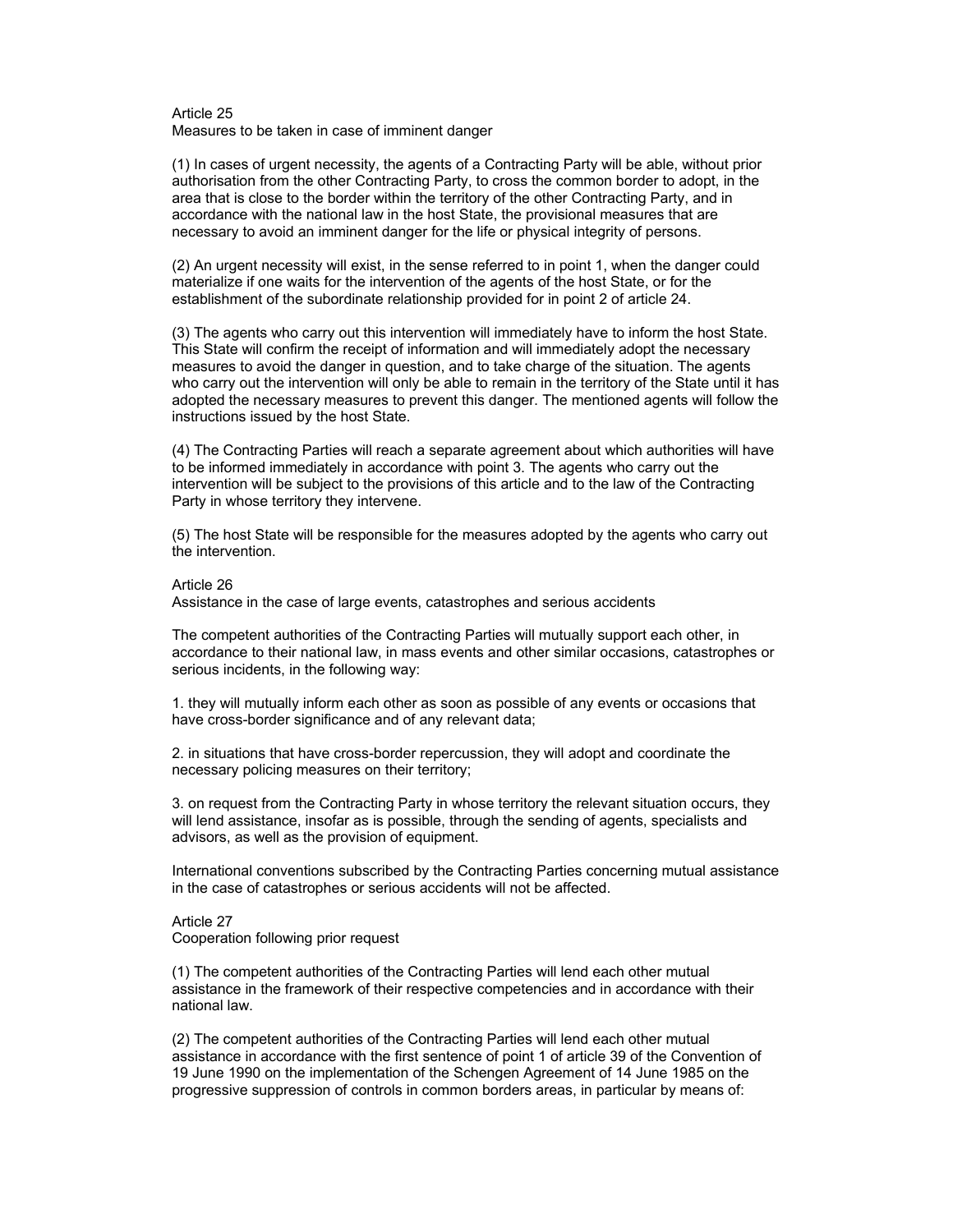## Article 25
Measures to be taken in case of imminent danger

(1) In cases of urgent necessity, the agents of a Contracting Party will be able, without prior authorisation from the other Contracting Party, to cross the common border to adopt, in the area that is close to the border within the territory of the other Contracting Party, and in accordance with the national law in the host State, the provisional measures that are necessary to avoid an imminent danger for the life or physical integrity of persons.

(2) An urgent necessity will exist, in the sense referred to in point 1, when the danger could materialize if one waits for the intervention of the agents of the host State, or for the establishment of the subordinate relationship provided for in point 2 of article 24.

(3) The agents who carry out this intervention will immediately have to inform the host State. This State will confirm the receipt of information and will immediately adopt the necessary measures to avoid the danger in question, and to take charge of the situation. The agents who carry out the intervention will only be able to remain in the territory of the State until it has adopted the necessary measures to prevent this danger. The mentioned agents will follow the instructions issued by the host State.

(4) The Contracting Parties will reach a separate agreement about which authorities will have to be informed immediately in accordance with point 3. The agents who carry out the intervention will be subject to the provisions of this article and to the law of the Contracting Party in whose territory they intervene.

(5) The host State will be responsible for the measures adopted by the agents who carry out the intervention.

## Article 26
Assistance in the case of large events, catastrophes and serious accidents

The competent authorities of the Contracting Parties will mutually support each other, in accordance to their national law, in mass events and other similar occasions, catastrophes or serious incidents, in the following way:

1. they will mutually inform each other as soon as possible of any events or occasions that have cross-border significance and of any relevant data;

2. in situations that have cross-border repercussion, they will adopt and coordinate the necessary policing measures on their territory;

3. on request from the Contracting Party in whose territory the relevant situation occurs, they will lend assistance, insofar as is possible, through the sending of agents, specialists and advisors, as well as the provision of equipment.

International conventions subscribed by the Contracting Parties concerning mutual assistance in the case of catastrophes or serious accidents will not be affected.

## Article 27
Cooperation following prior request

(1) The competent authorities of the Contracting Parties will lend each other mutual assistance in the framework of their respective competencies and in accordance with their national law.

(2) The competent authorities of the Contracting Parties will lend each other mutual assistance in accordance with the first sentence of point 1 of article 39 of the Convention of 19 June 1990 on the implementation of the Schengen Agreement of 14 June 1985 on the progressive suppression of controls in common borders areas, in particular by means of: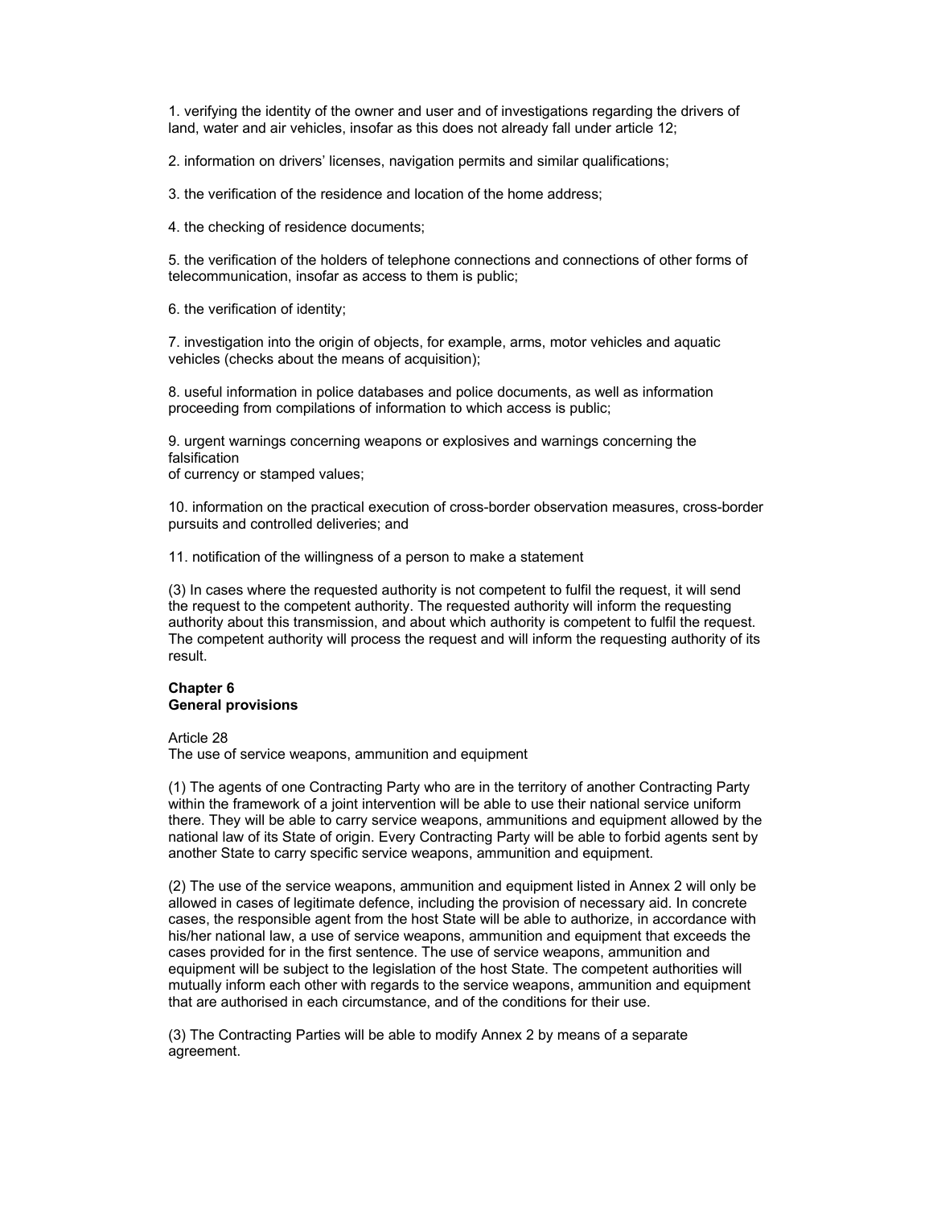1. verifying the identity of the owner and user and of investigations regarding the drivers of land, water and air vehicles, insofar as this does not already fall under article 12;

2. information on drivers' licenses, navigation permits and similar qualifications;

3. the verification of the residence and location of the home address;

4. the checking of residence documents;

5. the verification of the holders of telephone connections and connections of other forms of telecommunication, insofar as access to them is public;

6. the verification of identity;

7. investigation into the origin of objects, for example, arms, motor vehicles and aquatic vehicles (checks about the means of acquisition);

8. useful information in police databases and police documents, as well as information proceeding from compilations of information to which access is public;

9. urgent warnings concerning weapons or explosives and warnings concerning the falsification
of currency or stamped values;

10. information on the practical execution of cross-border observation measures, cross-border pursuits and controlled deliveries; and

11. notification of the willingness of a person to make a statement

(3) In cases where the requested authority is not competent to fulfil the request, it will send the request to the competent authority. The requested authority will inform the requesting authority about this transmission, and about which authority is competent to fulfil the request. The competent authority will process the request and will inform the requesting authority of its result.

**Chapter 6**
**General provisions**

Article 28
The use of service weapons, ammunition and equipment

(1) The agents of one Contracting Party who are in the territory of another Contracting Party within the framework of a joint intervention will be able to use their national service uniform there. They will be able to carry service weapons, ammunitions and equipment allowed by the national law of its State of origin. Every Contracting Party will be able to forbid agents sent by another State to carry specific service weapons, ammunition and equipment.

(2) The use of the service weapons, ammunition and equipment listed in Annex 2 will only be allowed in cases of legitimate defence, including the provision of necessary aid. In concrete cases, the responsible agent from the host State will be able to authorize, in accordance with his/her national law, a use of service weapons, ammunition and equipment that exceeds the cases provided for in the first sentence. The use of service weapons, ammunition and equipment will be subject to the legislation of the host State. The competent authorities will mutually inform each other with regards to the service weapons, ammunition and equipment that are authorised in each circumstance, and of the conditions for their use.

(3) The Contracting Parties will be able to modify Annex 2 by means of a separate agreement.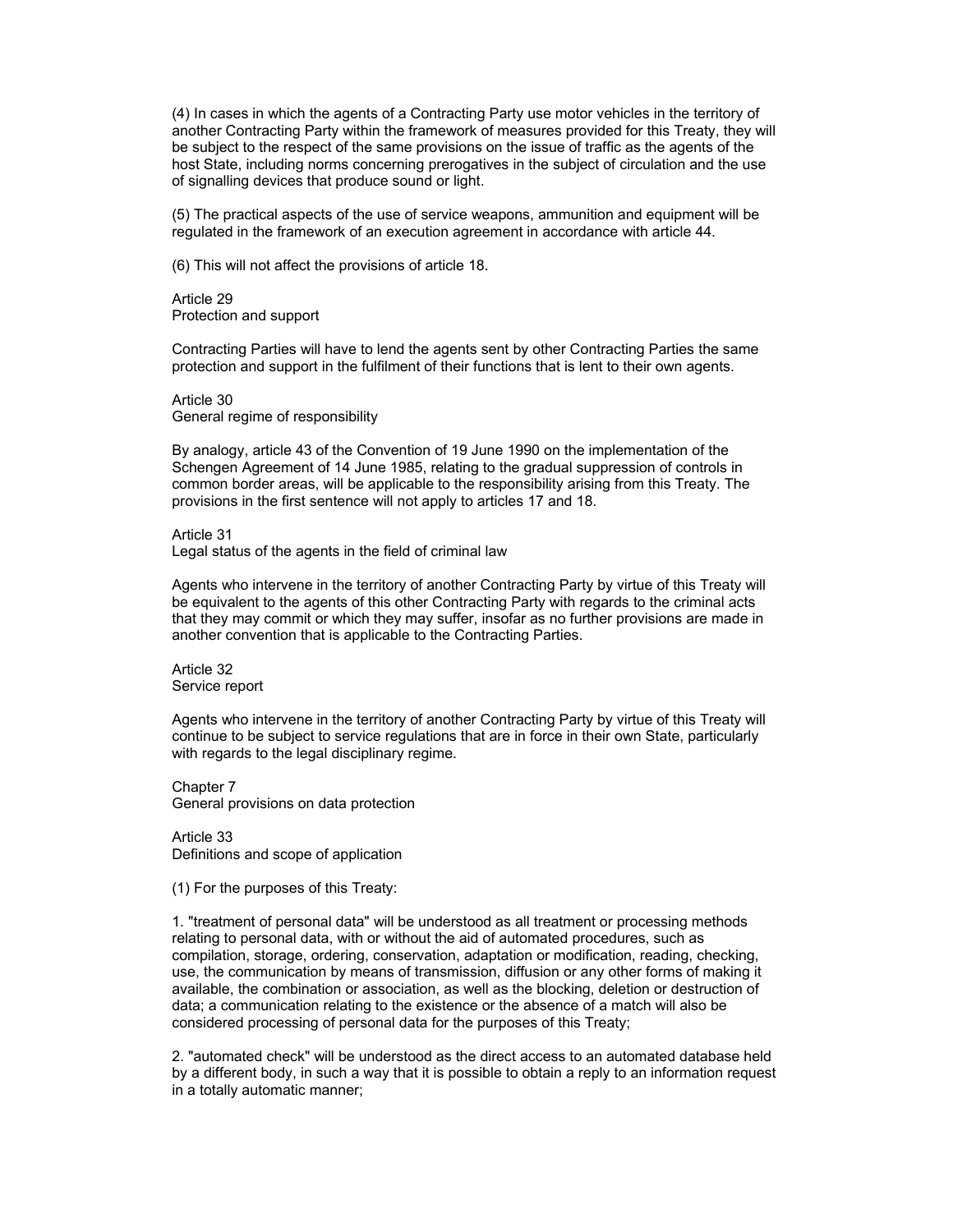(4) In cases in which the agents of a Contracting Party use motor vehicles in the territory of another Contracting Party within the framework of measures provided for this Treaty, they will be subject to the respect of the same provisions on the issue of traffic as the agents of the host State, including norms concerning prerogatives in the subject of circulation and the use of signalling devices that produce sound or light.

(5) The practical aspects of the use of service weapons, ammunition and equipment will be regulated in the framework of an execution agreement in accordance with article 44.

(6) This will not affect the provisions of article 18.

Article 29
Protection and support

Contracting Parties will have to lend the agents sent by other Contracting Parties the same protection and support in the fulfilment of their functions that is lent to their own agents.

Article 30
General regime of responsibility

By analogy, article 43 of the Convention of 19 June 1990 on the implementation of the Schengen Agreement of 14 June 1985, relating to the gradual suppression of controls in common border areas, will be applicable to the responsibility arising from this Treaty. The provisions in the first sentence will not apply to articles 17 and 18.

Article 31
Legal status of the agents in the field of criminal law

Agents who intervene in the territory of another Contracting Party by virtue of this Treaty will be equivalent to the agents of this other Contracting Party with regards to the criminal acts that they may commit or which they may suffer, insofar as no further provisions are made in another convention that is applicable to the Contracting Parties.

Article 32
Service report

Agents who intervene in the territory of another Contracting Party by virtue of this Treaty will continue to be subject to service regulations that are in force in their own State, particularly with regards to the legal disciplinary regime.

Chapter 7
General provisions on data protection

Article 33
Definitions and scope of application

(1) For the purposes of this Treaty:

1. "treatment of personal data" will be understood as all treatment or processing methods relating to personal data, with or without the aid of automated procedures, such as compilation, storage, ordering, conservation, adaptation or modification, reading, checking, use, the communication by means of transmission, diffusion or any other forms of making it available, the combination or association, as well as the blocking, deletion or destruction of data; a communication relating to the existence or the absence of a match will also be considered processing of personal data for the purposes of this Treaty;

2. "automated check" will be understood as the direct access to an automated database held by a different body, in such a way that it is possible to obtain a reply to an information request in a totally automatic manner;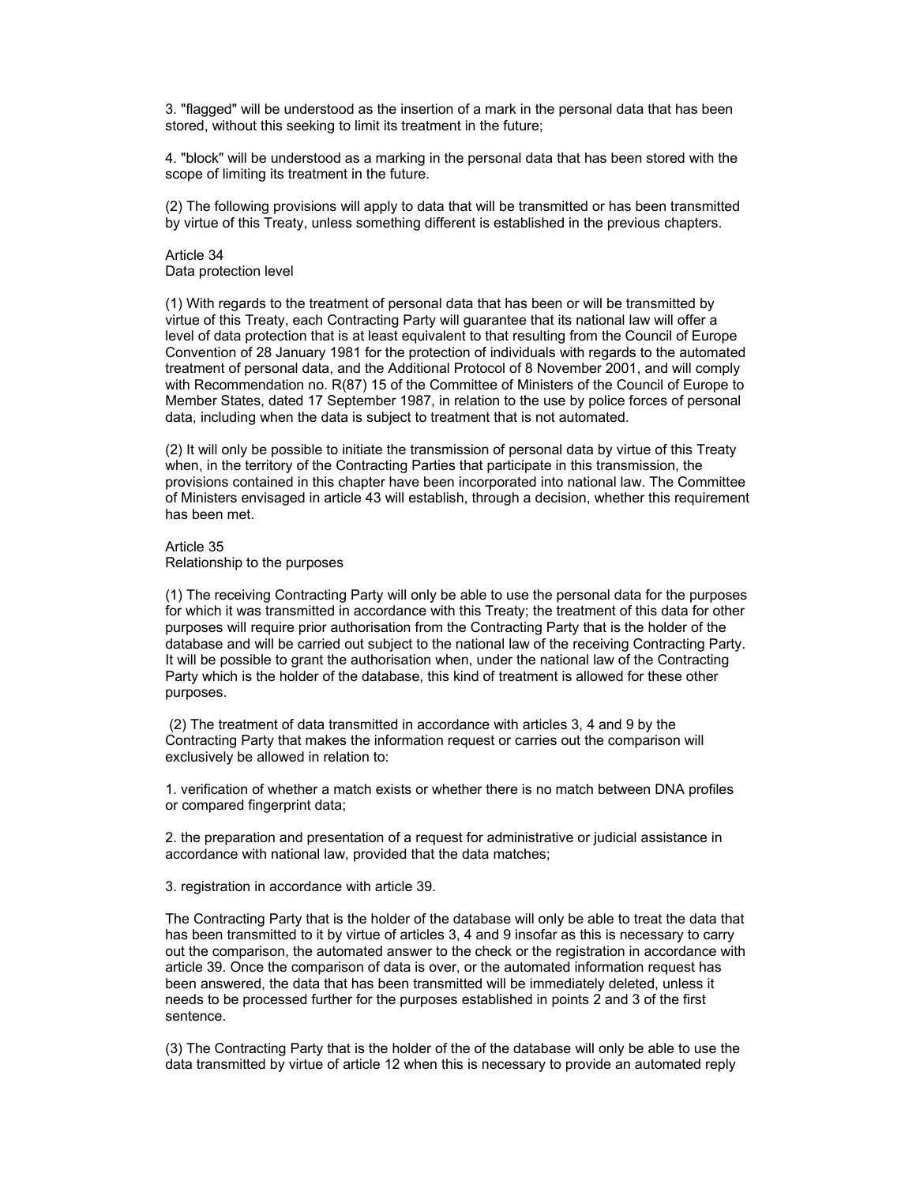3. "flagged" will be understood as the insertion of a mark in the personal data that has been stored, without this seeking to limit its treatment in the future;

4. "block" will be understood as a marking in the personal data that has been stored with the scope of limiting its treatment in the future.

(2) The following provisions will apply to data that will be transmitted or has been transmitted by virtue of this Treaty, unless something different is established in the previous chapters.

Article 34
Data protection level

(1) With regards to the treatment of personal data that has been or will be transmitted by virtue of this Treaty, each Contracting Party will guarantee that its national law will offer a level of data protection that is at least equivalent to that resulting from the Council of Europe Convention of 28 January 1981 for the protection of individuals with regards to the automated treatment of personal data, and the Additional Protocol of 8 November 2001, and will comply with Recommendation no. R(87) 15 of the Committee of Ministers of the Council of Europe to Member States, dated 17 September 1987, in relation to the use by police forces of personal data, including when the data is subject to treatment that is not automated.

(2) It will only be possible to initiate the transmission of personal data by virtue of this Treaty when, in the territory of the Contracting Parties that participate in this transmission, the provisions contained in this chapter have been incorporated into national law. The Committee of Ministers envisaged in article 43 will establish, through a decision, whether this requirement has been met.

Article 35
Relationship to the purposes

(1) The receiving Contracting Party will only be able to use the personal data for the purposes for which it was transmitted in accordance with this Treaty; the treatment of this data for other purposes will require prior authorisation from the Contracting Party that is the holder of the database and will be carried out subject to the national law of the receiving Contracting Party. It will be possible to grant the authorisation when, under the national law of the Contracting Party which is the holder of the database, this kind of treatment is allowed for these other purposes.

(2) The treatment of data transmitted in accordance with articles 3, 4 and 9 by the Contracting Party that makes the information request or carries out the comparison will exclusively be allowed in relation to:

1. verification of whether a match exists or whether there is no match between DNA profiles or compared fingerprint data;

2. the preparation and presentation of a request for administrative or judicial assistance in accordance with national law, provided that the data matches;

3. registration in accordance with article 39.

The Contracting Party that is the holder of the database will only be able to treat the data that has been transmitted to it by virtue of articles 3, 4 and 9 insofar as this is necessary to carry out the comparison, the automated answer to the check or the registration in accordance with article 39. Once the comparison of data is over, or the automated information request has been answered, the data that has been transmitted will be immediately deleted, unless it needs to be processed further for the purposes established in points 2 and 3 of the first sentence.

(3) The Contracting Party that is the holder of the of the database will only be able to use the data transmitted by virtue of article 12 when this is necessary to provide an automated reply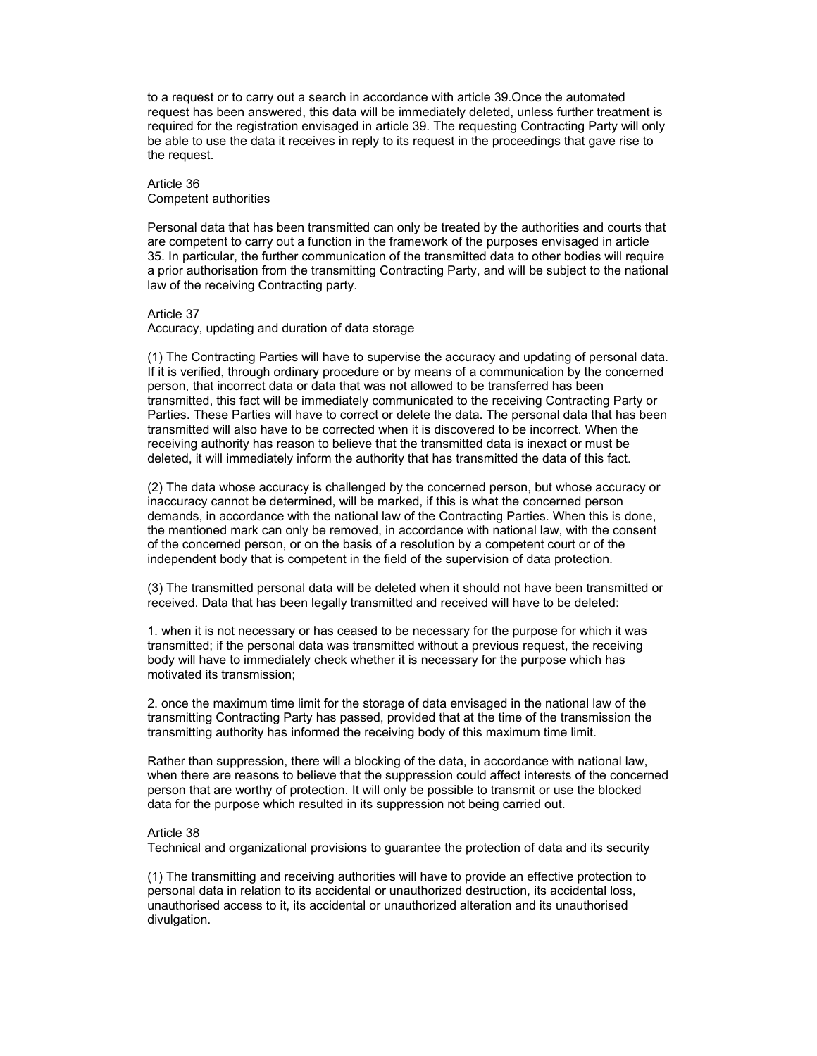to a request or to carry out a search in accordance with article 39.Once the automated request has been answered, this data will be immediately deleted, unless further treatment is required for the registration envisaged in article 39. The requesting Contracting Party will only be able to use the data it receives in reply to its request in the proceedings that gave rise to the request.

Article 36
Competent authorities

Personal data that has been transmitted can only be treated by the authorities and courts that are competent to carry out a function in the framework of the purposes envisaged in article 35. In particular, the further communication of the transmitted data to other bodies will require a prior authorisation from the transmitting Contracting Party, and will be subject to the national law of the receiving Contracting party.

Article 37
Accuracy, updating and duration of data storage

(1) The Contracting Parties will have to supervise the accuracy and updating of personal data. If it is verified, through ordinary procedure or by means of a communication by the concerned person, that incorrect data or data that was not allowed to be transferred has been transmitted, this fact will be immediately communicated to the receiving Contracting Party or Parties. These Parties will have to correct or delete the data. The personal data that has been transmitted will also have to be corrected when it is discovered to be incorrect. When the receiving authority has reason to believe that the transmitted data is inexact or must be deleted, it will immediately inform the authority that has transmitted the data of this fact.

(2) The data whose accuracy is challenged by the concerned person, but whose accuracy or inaccuracy cannot be determined, will be marked, if this is what the concerned person demands, in accordance with the national law of the Contracting Parties. When this is done, the mentioned mark can only be removed, in accordance with national law, with the consent of the concerned person, or on the basis of a resolution by a competent court or of the independent body that is competent in the field of the supervision of data protection.

(3) The transmitted personal data will be deleted when it should not have been transmitted or received. Data that has been legally transmitted and received will have to be deleted:

1. when it is not necessary or has ceased to be necessary for the purpose for which it was transmitted; if the personal data was transmitted without a previous request, the receiving body will have to immediately check whether it is necessary for the purpose which has motivated its transmission;

2. once the maximum time limit for the storage of data envisaged in the national law of the transmitting Contracting Party has passed, provided that at the time of the transmission the transmitting authority has informed the receiving body of this maximum time limit.

Rather than suppression, there will a blocking of the data, in accordance with national law, when there are reasons to believe that the suppression could affect interests of the concerned person that are worthy of protection. It will only be possible to transmit or use the blocked data for the purpose which resulted in its suppression not being carried out.

Article 38
Technical and organizational provisions to guarantee the protection of data and its security

(1) The transmitting and receiving authorities will have to provide an effective protection to personal data in relation to its accidental or unauthorized destruction, its accidental loss, unauthorised access to it, its accidental or unauthorized alteration and its unauthorised divulgation.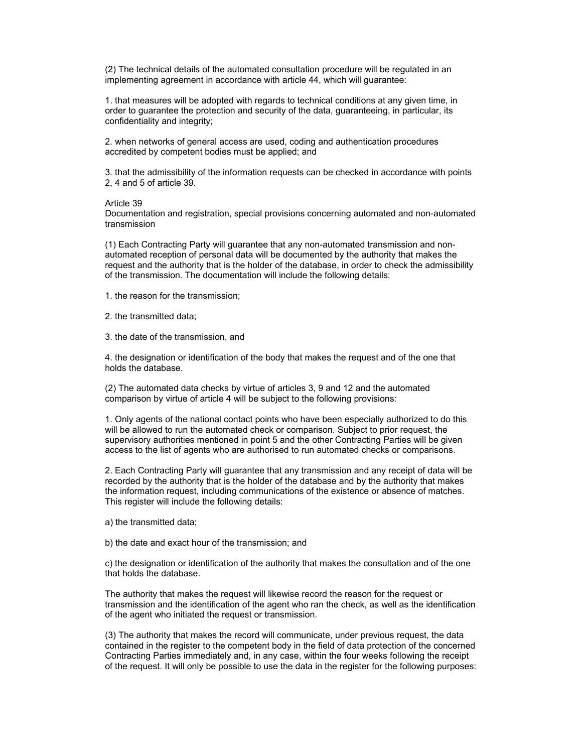(2) The technical details of the automated consultation procedure will be regulated in an implementing agreement in accordance with article 44, which will guarantee:

1. that measures will be adopted with regards to technical conditions at any given time, in order to guarantee the protection and security of the data, guaranteeing, in particular, its confidentiality and integrity;

2. when networks of general access are used, coding and authentication procedures accredited by competent bodies must be applied; and

3. that the admissibility of the information requests can be checked in accordance with points 2, 4 and 5 of article 39.

Article 39
Documentation and registration, special provisions concerning automated and non-automated transmission

(1) Each Contracting Party will guarantee that any non-automated transmission and non-automated reception of personal data will be documented by the authority that makes the request and the authority that is the holder of the database, in order to check the admissibility of the transmission. The documentation will include the following details:

1. the reason for the transmission;

2. the transmitted data;

3. the date of the transmission, and

4. the designation or identification of the body that makes the request and of the one that holds the database.

(2) The automated data checks by virtue of articles 3, 9 and 12 and the automated comparison by virtue of article 4 will be subject to the following provisions:

1. Only agents of the national contact points who have been especially authorized to do this will be allowed to run the automated check or comparison. Subject to prior request, the supervisory authorities mentioned in point 5 and the other Contracting Parties will be given access to the list of agents who are authorised to run automated checks or comparisons.

2. Each Contracting Party will guarantee that any transmission and any receipt of data will be recorded by the authority that is the holder of the database and by the authority that makes the information request, including communications of the existence or absence of matches. This register will include the following details:

a) the transmitted data;

b) the date and exact hour of the transmission; and

c) the designation or identification of the authority that makes the consultation and of the one that holds the database.

The authority that makes the request will likewise record the reason for the request or transmission and the identification of the agent who ran the check, as well as the identification of the agent who initiated the request or transmission.

(3) The authority that makes the record will communicate, under previous request, the data contained in the register to the competent body in the field of data protection of the concerned Contracting Parties immediately and, in any case, within the four weeks following the receipt of the request. It will only be possible to use the data in the register for the following purposes: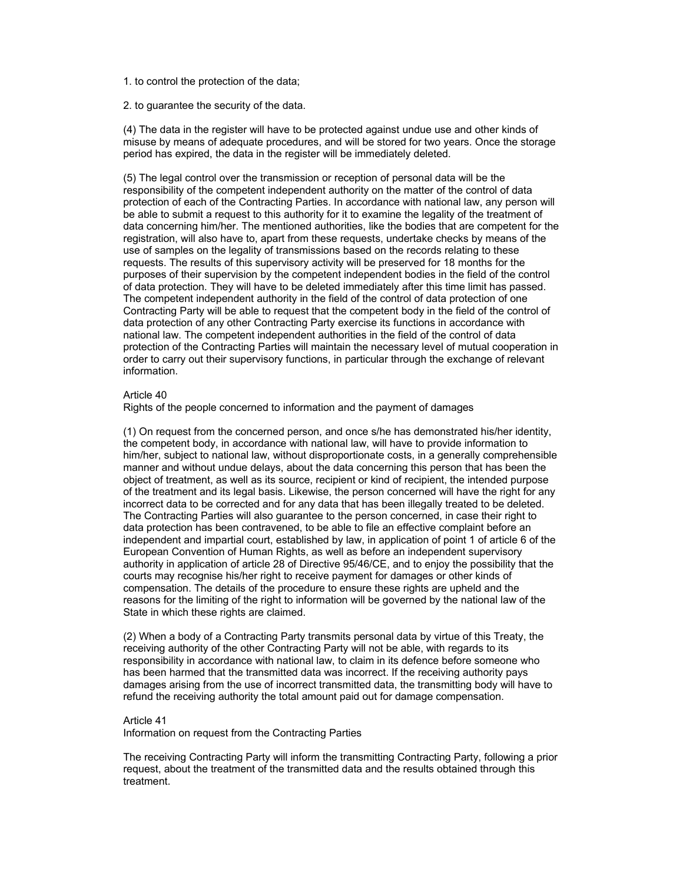1. to control the protection of the data;

2. to guarantee the security of the data.

(4) The data in the register will have to be protected against undue use and other kinds of misuse by means of adequate procedures, and will be stored for two years. Once the storage period has expired, the data in the register will be immediately deleted.

(5) The legal control over the transmission or reception of personal data will be the responsibility of the competent independent authority on the matter of the control of data protection of each of the Contracting Parties. In accordance with national law, any person will be able to submit a request to this authority for it to examine the legality of the treatment of data concerning him/her. The mentioned authorities, like the bodies that are competent for the registration, will also have to, apart from these requests, undertake checks by means of the use of samples on the legality of transmissions based on the records relating to these requests. The results of this supervisory activity will be preserved for 18 months for the purposes of their supervision by the competent independent bodies in the field of the control of data protection. They will have to be deleted immediately after this time limit has passed. The competent independent authority in the field of the control of data protection of one Contracting Party will be able to request that the competent body in the field of the control of data protection of any other Contracting Party exercise its functions in accordance with national law. The competent independent authorities in the field of the control of data protection of the Contracting Parties will maintain the necessary level of mutual cooperation in order to carry out their supervisory functions, in particular through the exchange of relevant information.

Article 40
Rights of the people concerned to information and the payment of damages

(1) On request from the concerned person, and once s/he has demonstrated his/her identity, the competent body, in accordance with national law, will have to provide information to him/her, subject to national law, without disproportionate costs, in a generally comprehensible manner and without undue delays, about the data concerning this person that has been the object of treatment, as well as its source, recipient or kind of recipient, the intended purpose of the treatment and its legal basis. Likewise, the person concerned will have the right for any incorrect data to be corrected and for any data that has been illegally treated to be deleted. The Contracting Parties will also guarantee to the person concerned, in case their right to data protection has been contravened, to be able to file an effective complaint before an independent and impartial court, established by law, in application of point 1 of article 6 of the European Convention of Human Rights, as well as before an independent supervisory authority in application of article 28 of Directive 95/46/CE, and to enjoy the possibility that the courts may recognise his/her right to receive payment for damages or other kinds of compensation. The details of the procedure to ensure these rights are upheld and the reasons for the limiting of the right to information will be governed by the national law of the State in which these rights are claimed.

(2) When a body of a Contracting Party transmits personal data by virtue of this Treaty, the receiving authority of the other Contracting Party will not be able, with regards to its responsibility in accordance with national law, to claim in its defence before someone who has been harmed that the transmitted data was incorrect. If the receiving authority pays damages arising from the use of incorrect transmitted data, the transmitting body will have to refund the receiving authority the total amount paid out for damage compensation.

Article 41
Information on request from the Contracting Parties

The receiving Contracting Party will inform the transmitting Contracting Party, following a prior request, about the treatment of the transmitted data and the results obtained through this treatment.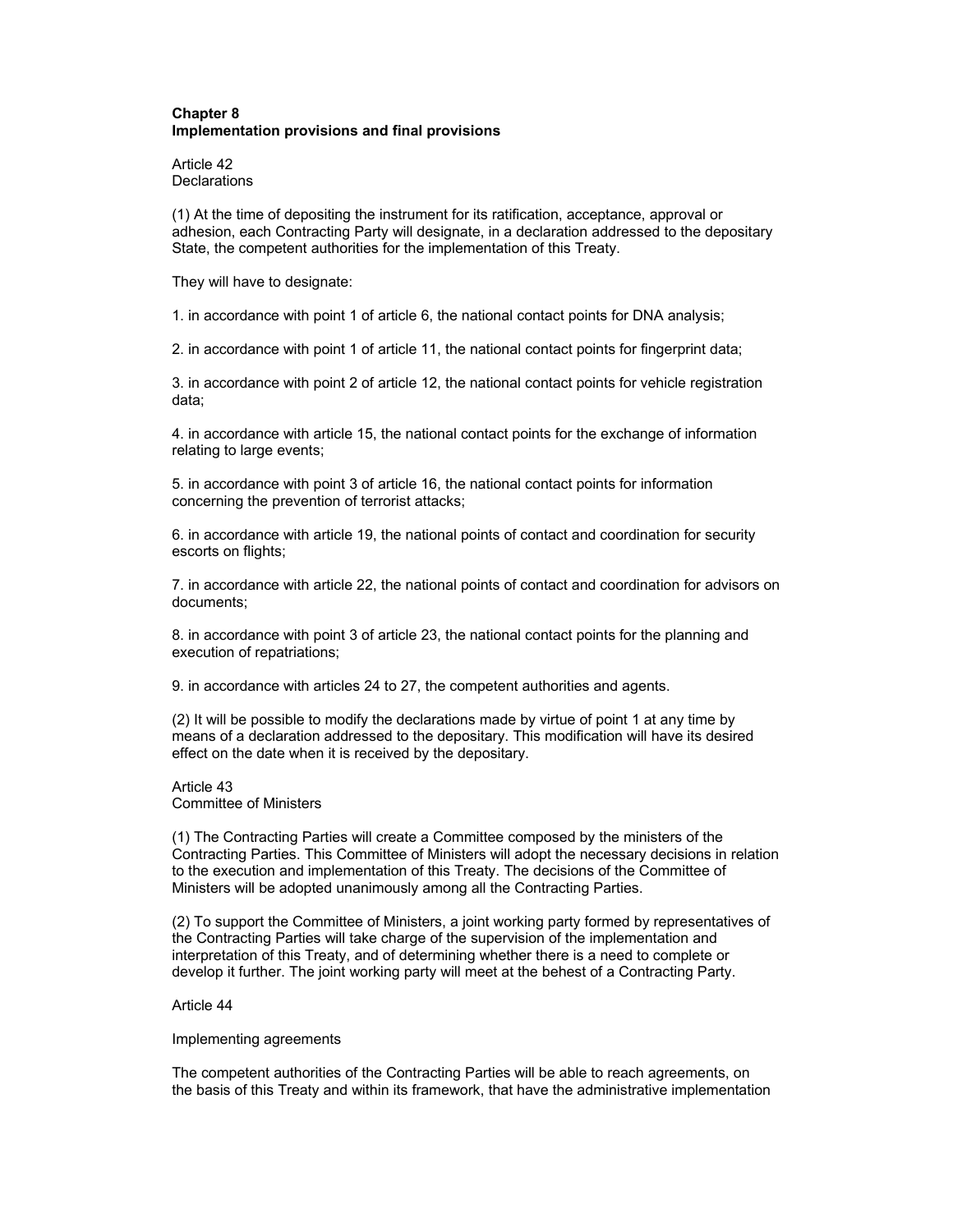**Chapter 8**
**Implementation provisions and final provisions**

Article 42
Declarations

(1) At the time of depositing the instrument for its ratification, acceptance, approval or adhesion, each Contracting Party will designate, in a declaration addressed to the depositary State, the competent authorities for the implementation of this Treaty.

They will have to designate:

1. in accordance with point 1 of article 6, the national contact points for DNA analysis;

2. in accordance with point 1 of article 11, the national contact points for fingerprint data;

3. in accordance with point 2 of article 12, the national contact points for vehicle registration data;

4. in accordance with article 15, the national contact points for the exchange of information relating to large events;

5. in accordance with point 3 of article 16, the national contact points for information concerning the prevention of terrorist attacks;

6. in accordance with article 19, the national points of contact and coordination for security escorts on flights;

7. in accordance with article 22, the national points of contact and coordination for advisors on documents;

8. in accordance with point 3 of article 23, the national contact points for the planning and execution of repatriations;

9. in accordance with articles 24 to 27, the competent authorities and agents.

(2) It will be possible to modify the declarations made by virtue of point 1 at any time by means of a declaration addressed to the depositary. This modification will have its desired effect on the date when it is received by the depositary.

Article 43
Committee of Ministers

(1) The Contracting Parties will create a Committee composed by the ministers of the Contracting Parties. This Committee of Ministers will adopt the necessary decisions in relation to the execution and implementation of this Treaty. The decisions of the Committee of Ministers will be adopted unanimously among all the Contracting Parties.

(2) To support the Committee of Ministers, a joint working party formed by representatives of the Contracting Parties will take charge of the supervision of the implementation and interpretation of this Treaty, and of determining whether there is a need to complete or develop it further. The joint working party will meet at the behest of a Contracting Party.

Article 44

Implementing agreements

The competent authorities of the Contracting Parties will be able to reach agreements, on the basis of this Treaty and within its framework, that have the administrative implementation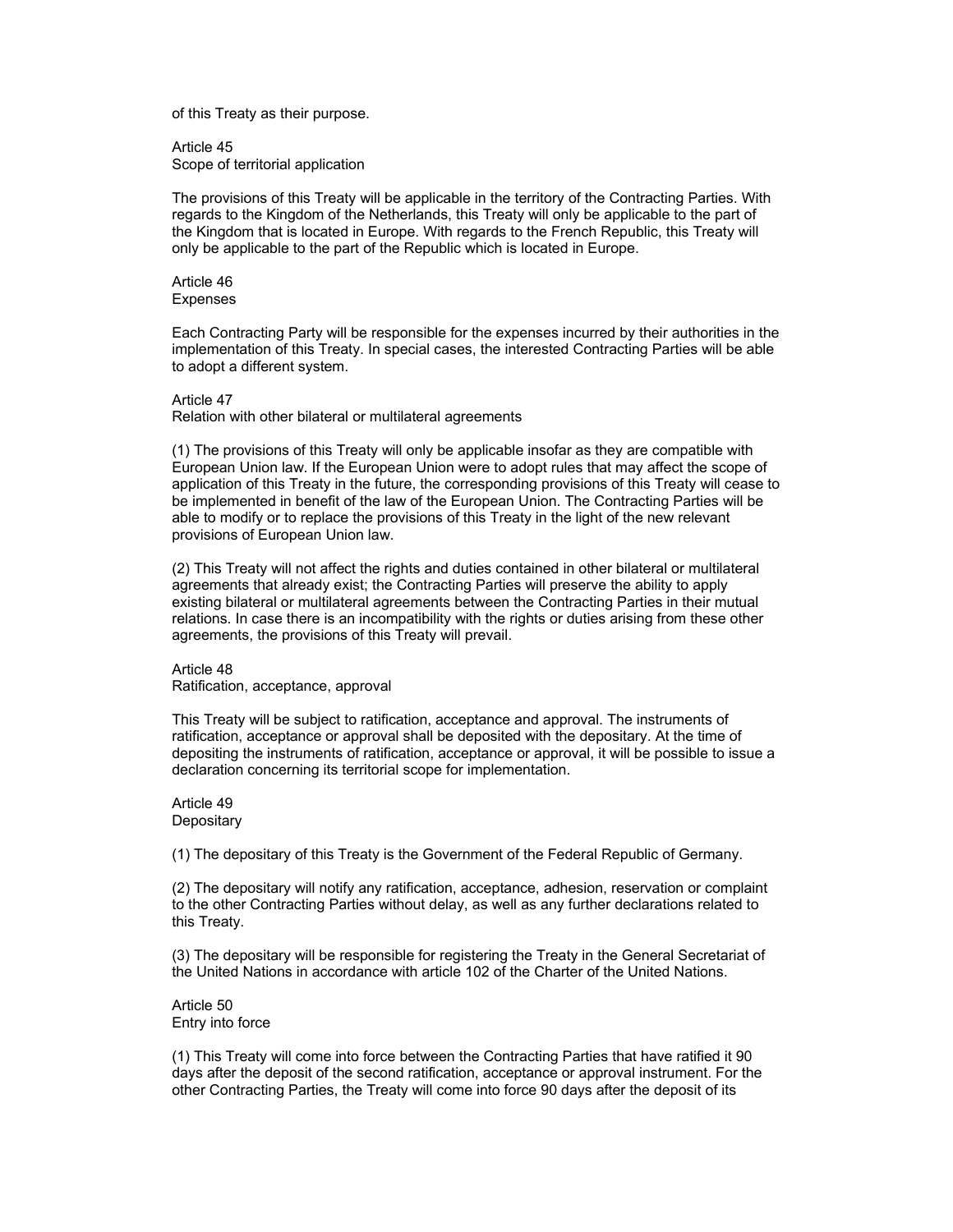of this Treaty as their purpose.

Article 45
Scope of territorial application

The provisions of this Treaty will be applicable in the territory of the Contracting Parties. With regards to the Kingdom of the Netherlands, this Treaty will only be applicable to the part of the Kingdom that is located in Europe. With regards to the French Republic, this Treaty will only be applicable to the part of the Republic which is located in Europe.

Article 46
Expenses

Each Contracting Party will be responsible for the expenses incurred by their authorities in the implementation of this Treaty. In special cases, the interested Contracting Parties will be able to adopt a different system.

Article 47
Relation with other bilateral or multilateral agreements

(1) The provisions of this Treaty will only be applicable insofar as they are compatible with European Union law. If the European Union were to adopt rules that may affect the scope of application of this Treaty in the future, the corresponding provisions of this Treaty will cease to be implemented in benefit of the law of the European Union. The Contracting Parties will be able to modify or to replace the provisions of this Treaty in the light of the new relevant provisions of European Union law.

(2) This Treaty will not affect the rights and duties contained in other bilateral or multilateral agreements that already exist; the Contracting Parties will preserve the ability to apply existing bilateral or multilateral agreements between the Contracting Parties in their mutual relations. In case there is an incompatibility with the rights or duties arising from these other agreements, the provisions of this Treaty will prevail.

Article 48
Ratification, acceptance, approval

This Treaty will be subject to ratification, acceptance and approval. The instruments of ratification, acceptance or approval shall be deposited with the depositary. At the time of depositing the instruments of ratification, acceptance or approval, it will be possible to issue a declaration concerning its territorial scope for implementation.

Article 49
Depositary

(1) The depositary of this Treaty is the Government of the Federal Republic of Germany.

(2) The depositary will notify any ratification, acceptance, adhesion, reservation or complaint to the other Contracting Parties without delay, as well as any further declarations related to this Treaty.

(3) The depositary will be responsible for registering the Treaty in the General Secretariat of the United Nations in accordance with article 102 of the Charter of the United Nations.

Article 50
Entry into force

(1) This Treaty will come into force between the Contracting Parties that have ratified it 90 days after the deposit of the second ratification, acceptance or approval instrument. For the other Contracting Parties, the Treaty will come into force 90 days after the deposit of its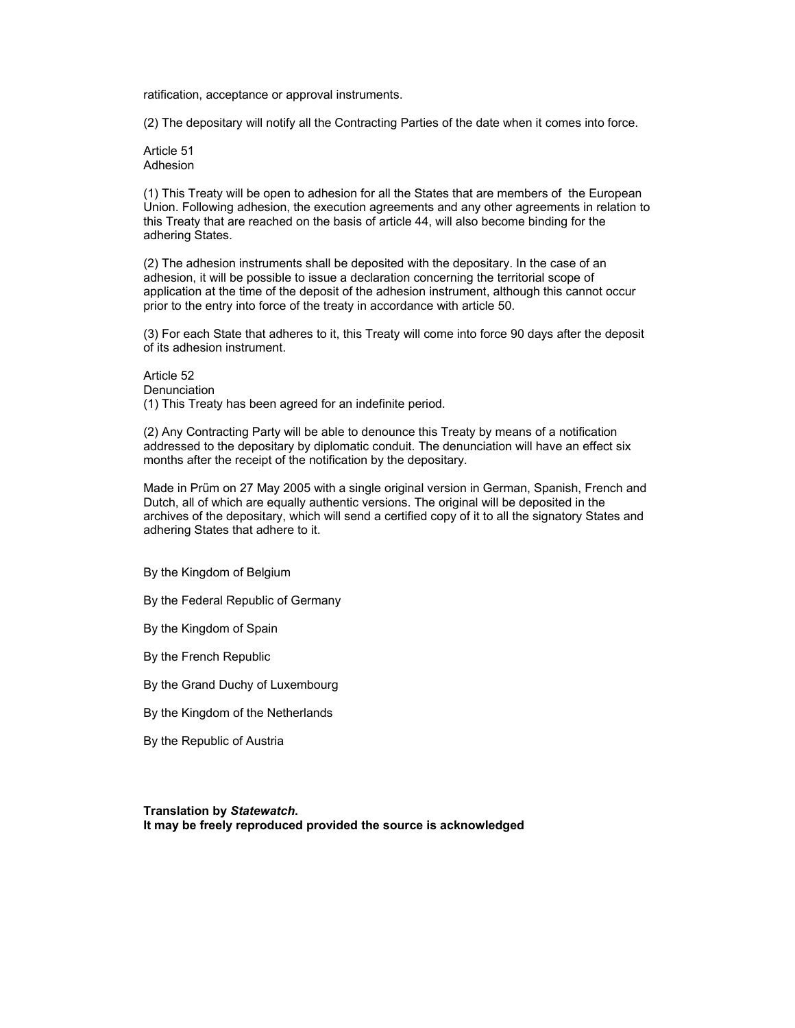ratification, acceptance or approval instruments.

(2) The depositary will notify all the Contracting Parties of the date when it comes into force.

Article 51
Adhesion

(1) This Treaty will be open to adhesion for all the States that are members of the European Union. Following adhesion, the execution agreements and any other agreements in relation to this Treaty that are reached on the basis of article 44, will also become binding for the adhering States.

(2) The adhesion instruments shall be deposited with the depositary. In the case of an adhesion, it will be possible to issue a declaration concerning the territorial scope of application at the time of the deposit of the adhesion instrument, although this cannot occur prior to the entry into force of the treaty in accordance with article 50.

(3) For each State that adheres to it, this Treaty will come into force 90 days after the deposit of its adhesion instrument.

Article 52
Denunciation
(1) This Treaty has been agreed for an indefinite period.

(2) Any Contracting Party will be able to denounce this Treaty by means of a notification addressed to the depositary by diplomatic conduit. The denunciation will have an effect six months after the receipt of the notification by the depositary.

Made in Prüm on 27 May 2005 with a single original version in German, Spanish, French and Dutch, all of which are equally authentic versions. The original will be deposited in the archives of the depositary, which will send a certified copy of it to all the signatory States and adhering States that adhere to it.

By the Kingdom of Belgium

By the Federal Republic of Germany

By the Kingdom of Spain

By the French Republic

By the Grand Duchy of Luxembourg

By the Kingdom of the Netherlands

By the Republic of Austria

**Translation by *Statewatch*.**
**It may be freely reproduced provided the source is acknowledged**